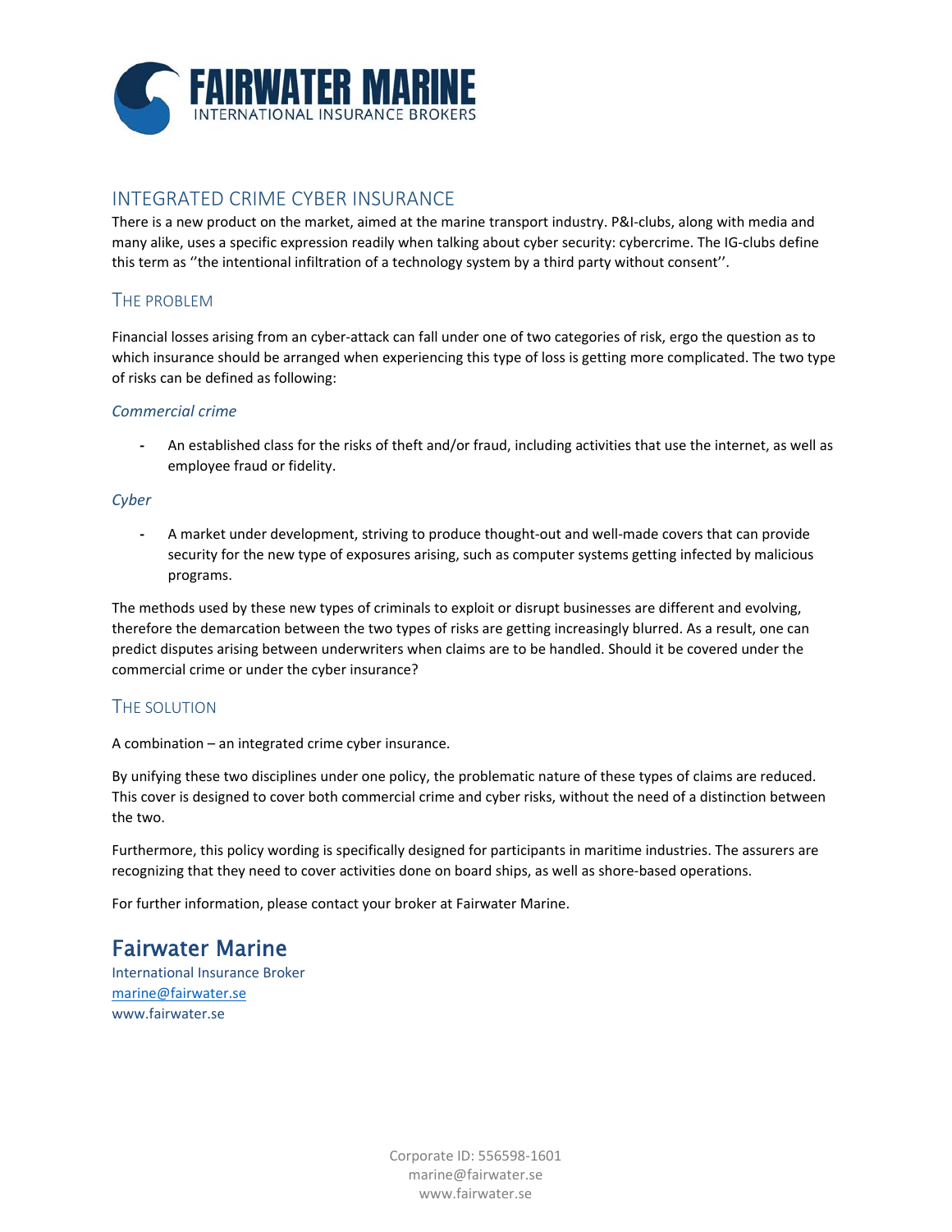# FAIRWATER MARINE
INTERNATIONAL INSURANCE BROKERS

## INTEGRATED CRIME CYBER INSURANCE

There is a new product on the market, aimed at the marine transport industry. P&I-clubs, along with media and many alike, uses a specific expression readily when talking about cyber security: cybercrime. The IG-clubs define this term as ''the intentional infiltration of a technology system by a third party without consent''.

### THE PROBLEM

Financial losses arising from an cyber-attack can fall under one of two categories of risk, ergo the question as to which insurance should be arranged when experiencing this type of loss is getting more complicated. The two type of risks can be defined as following:

#### *Commercial crime*

- An established class for the risks of theft and/or fraud, including activities that use the internet, as well as employee fraud or fidelity.

#### *Cyber*

- A market under development, striving to produce thought-out and well-made covers that can provide security for the new type of exposures arising, such as computer systems getting infected by malicious programs.

The methods used by these new types of criminals to exploit or disrupt businesses are different and evolving, therefore the demarcation between the two types of risks are getting increasingly blurred. As a result, one can predict disputes arising between underwriters when claims are to be handled. Should it be covered under the commercial crime or under the cyber insurance?

### THE SOLUTION

A combination – an integrated crime cyber insurance.

By unifying these two disciplines under one policy, the problematic nature of these types of claims are reduced. This cover is designed to cover both commercial crime and cyber risks, without the need of a distinction between the two.

Furthermore, this policy wording is specifically designed for participants in maritime industries. The assurers are recognizing that they need to cover activities done on board ships, as well as shore-based operations.

For further information, please contact your broker at Fairwater Marine.

## Fairwater Marine

International Insurance Broker
marine@fairwater.se
www.fairwater.se

Corporate ID: 556598-1601
marine@fairwater.se
www.fairwater.se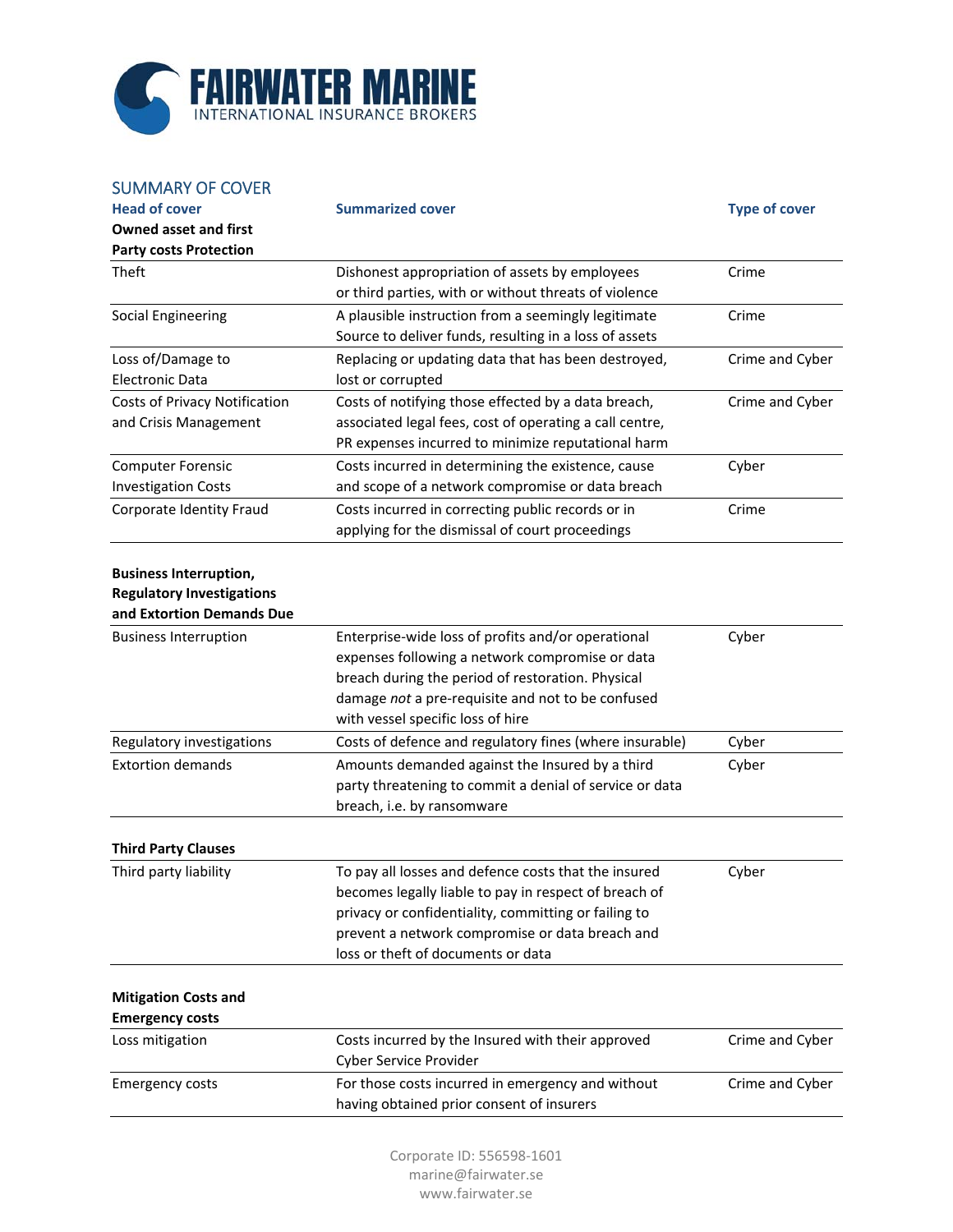FAIRWATER MARINE
INTERNATIONAL INSURANCE BROKERS

## SUMMARY OF COVER

| Head of cover | Summarized cover | Type of cover |
|---|---|---|
| **Owned asset and first Party costs Protection** | | |
| Theft | Dishonest appropriation of assets by employees or third parties, with or without threats of violence | Crime |
| Social Engineering | A plausible instruction from a seemingly legitimate Source to deliver funds, resulting in a loss of assets | Crime |
| Loss of/Damage to Electronic Data | Replacing or updating data that has been destroyed, lost or corrupted | Crime and Cyber |
| Costs of Privacy Notification and Crisis Management | Costs of notifying those effected by a data breach, associated legal fees, cost of operating a call centre, PR expenses incurred to minimize reputational harm | Crime and Cyber |
| Computer Forensic Investigation Costs | Costs incurred in determining the existence, cause and scope of a network compromise or data breach | Cyber |
| Corporate Identity Fraud | Costs incurred in correcting public records or in applying for the dismissal of court proceedings | Crime |
| **Business Interruption, Regulatory Investigations and Extortion Demands Due** | | |
| Business Interruption | Enterprise-wide loss of profits and/or operational expenses following a network compromise or data breach during the period of restoration. Physical damage *not* a pre-requisite and not to be confused with vessel specific loss of hire | Cyber |
| Regulatory investigations | Costs of defence and regulatory fines (where insurable) | Cyber |
| Extortion demands | Amounts demanded against the Insured by a third party threatening to commit a denial of service or data breach, i.e. by ransomware | Cyber |
| **Third Party Clauses** | | |
| Third party liability | To pay all losses and defence costs that the insured becomes legally liable to pay in respect of breach of privacy or confidentiality, committing or failing to prevent a network compromise or data breach and loss or theft of documents or data | Cyber |
| **Mitigation Costs and Emergency costs** | | |
| Loss mitigation | Costs incurred by the Insured with their approved Cyber Service Provider | Crime and Cyber |
| Emergency costs | For those costs incurred in emergency and without having obtained prior consent of insurers | Crime and Cyber |

Corporate ID: 556598-1601
marine@fairwater.se
www.fairwater.se